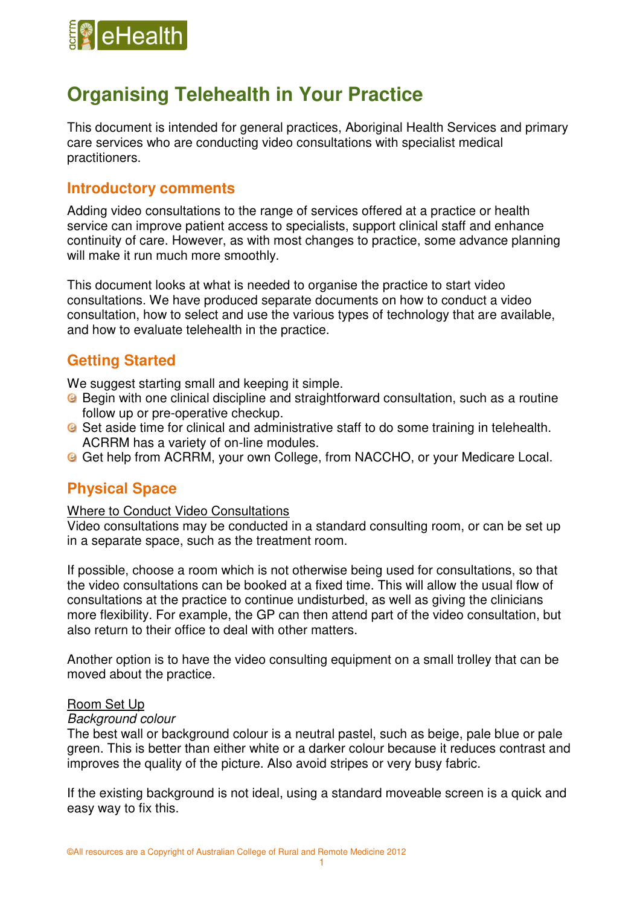# Organising Telehealth in Your Practice

This document is intended for general practices, Aboriginal Health Services and primary care services who are conducting video consultations with specialist medical practitioners.

## Introductory comments

Adding video consultations to the range of services offered at a practice or health service can improve patient access to specialists, support clinical staff and enhance continuity of care. However, as with most changes to practice, some advance planning will make it run much more smoothly.

This document looks at what is needed to organise the practice to start video consultations. We have produced separate documents on how to conduct a video consultation, how to select and use the various types of technology that are available, and how to evaluate telehealth in the practice.

## Getting Started

We suggest starting small and keeping it simple.

- Begin with one clinical discipline and straightforward consultation, such as a routine follow up or pre-operative checkup.
- Set aside time for clinical and administrative staff to do some training in telehealth. ACRRM has a variety of on-line modules.
- Get help from ACRRM, your own College, from NACCHO, or your Medicare Local.

## Physical Space

<u>Where to Conduct Video Consultations</u>

Video consultations may be conducted in a standard consulting room, or can be set up in a separate space, such as the treatment room.

If possible, choose a room which is not otherwise being used for consultations, so that the video consultations can be booked at a fixed time. This will allow the usual flow of consultations at the practice to continue undisturbed, as well as giving the clinicians more flexibility. For example, the GP can then attend part of the video consultation, but also return to their office to deal with other matters.

Another option is to have the video consulting equipment on a small trolley that can be moved about the practice.

<u>Room Set Up</u>

*Background colour*

The best wall or background colour is a neutral pastel, such as beige, pale blue or pale green. This is better than either white or a darker colour because it reduces contrast and improves the quality of the picture. Also avoid stripes or very busy fabric.

If the existing background is not ideal, using a standard moveable screen is a quick and easy way to fix this.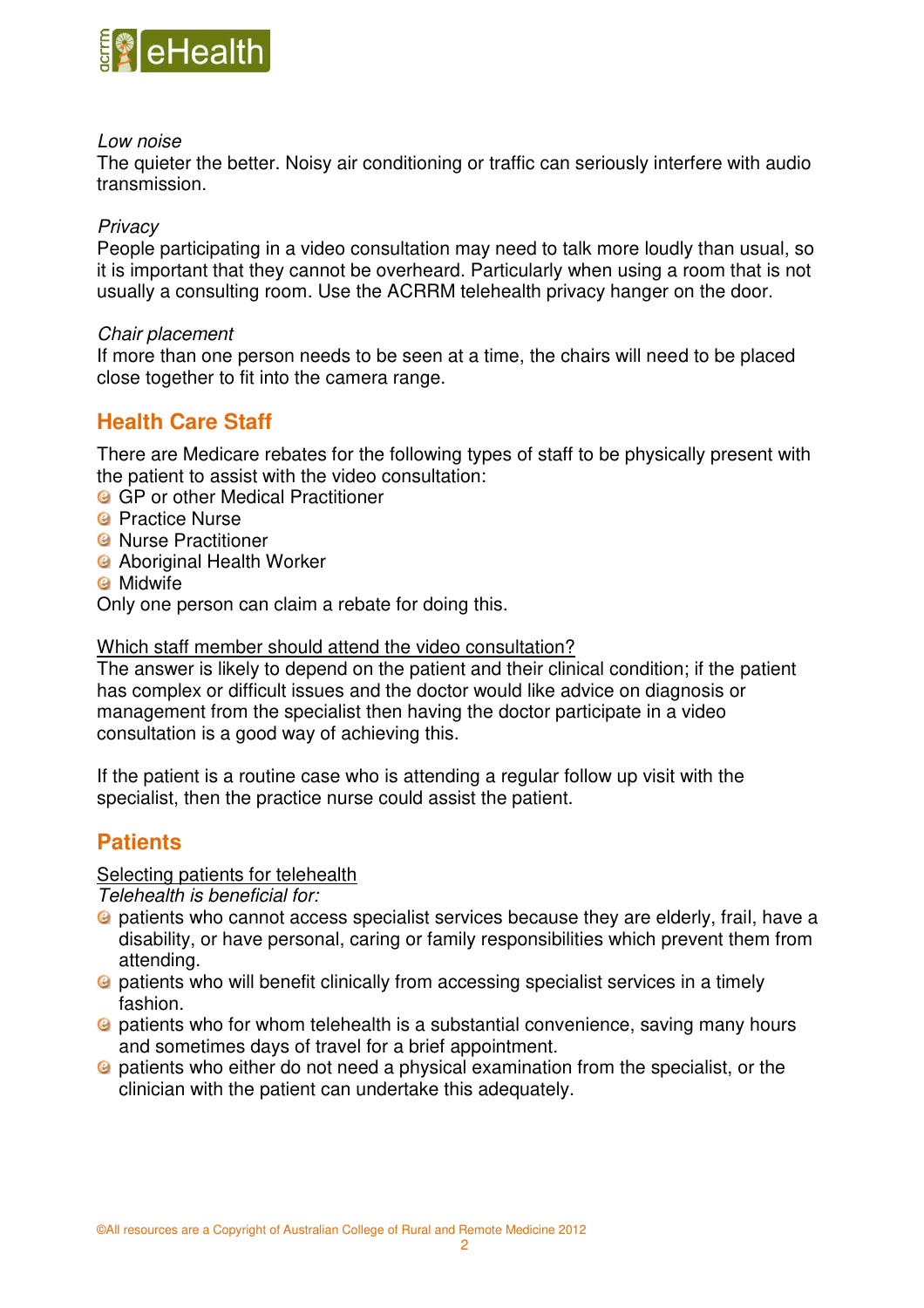*Low noise*
The quieter the better. Noisy air conditioning or traffic can seriously interfere with audio transmission.

*Privacy*
People participating in a video consultation may need to talk more loudly than usual, so it is important that they cannot be overheard. Particularly when using a room that is not usually a consulting room. Use the ACRRM telehealth privacy hanger on the door.

*Chair placement*
If more than one person needs to be seen at a time, the chairs will need to be placed close together to fit into the camera range.

## Health Care Staff

There are Medicare rebates for the following types of staff to be physically present with the patient to assist with the video consultation:

- GP or other Medical Practitioner
- Practice Nurse
- Nurse Practitioner
- Aboriginal Health Worker
- Midwife

Only one person can claim a rebate for doing this.

<u>Which staff member should attend the video consultation?</u>
The answer is likely to depend on the patient and their clinical condition; if the patient has complex or difficult issues and the doctor would like advice on diagnosis or management from the specialist then having the doctor participate in a video consultation is a good way of achieving this.

If the patient is a routine case who is attending a regular follow up visit with the specialist, then the practice nurse could assist the patient.

## Patients

<u>Selecting patients for telehealth</u>
*Telehealth is beneficial for:*

- patients who cannot access specialist services because they are elderly, frail, have a disability, or have personal, caring or family responsibilities which prevent them from attending.
- patients who will benefit clinically from accessing specialist services in a timely fashion.
- patients who for whom telehealth is a substantial convenience, saving many hours and sometimes days of travel for a brief appointment.
- patients who either do not need a physical examination from the specialist, or the clinician with the patient can undertake this adequately.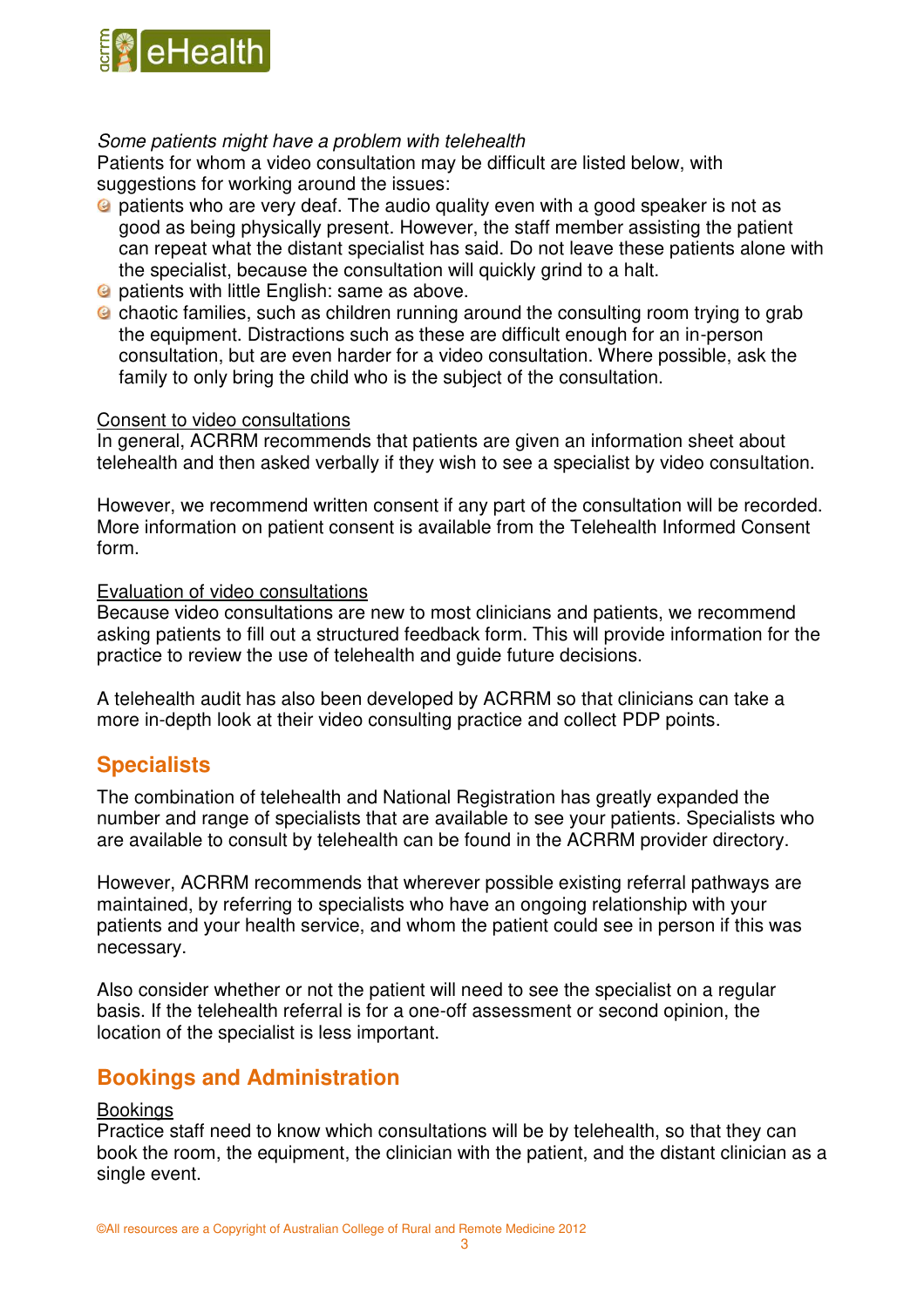*Some patients might have a problem with telehealth*

Patients for whom a video consultation may be difficult are listed below, with suggestions for working around the issues:

- patients who are very deaf. The audio quality even with a good speaker is not as good as being physically present. However, the staff member assisting the patient can repeat what the distant specialist has said. Do not leave these patients alone with the specialist, because the consultation will quickly grind to a halt.
- patients with little English: same as above.
- chaotic families, such as children running around the consulting room trying to grab the equipment. Distractions such as these are difficult enough for an in-person consultation, but are even harder for a video consultation. Where possible, ask the family to only bring the child who is the subject of the consultation.

<u>Consent to video consultations</u>

In general, ACRRM recommends that patients are given an information sheet about telehealth and then asked verbally if they wish to see a specialist by video consultation.

However, we recommend written consent if any part of the consultation will be recorded. More information on patient consent is available from the Telehealth Informed Consent form.

<u>Evaluation of video consultations</u>

Because video consultations are new to most clinicians and patients, we recommend asking patients to fill out a structured feedback form. This will provide information for the practice to review the use of telehealth and guide future decisions.

A telehealth audit has also been developed by ACRRM so that clinicians can take a more in-depth look at their video consulting practice and collect PDP points.

## Specialists

The combination of telehealth and National Registration has greatly expanded the number and range of specialists that are available to see your patients. Specialists who are available to consult by telehealth can be found in the ACRRM provider directory.

However, ACRRM recommends that wherever possible existing referral pathways are maintained, by referring to specialists who have an ongoing relationship with your patients and your health service, and whom the patient could see in person if this was necessary.

Also consider whether or not the patient will need to see the specialist on a regular basis. If the telehealth referral is for a one-off assessment or second opinion, the location of the specialist is less important.

## Bookings and Administration

<u>Bookings</u>

Practice staff need to know which consultations will be by telehealth, so that they can book the room, the equipment, the clinician with the patient, and the distant clinician as a single event.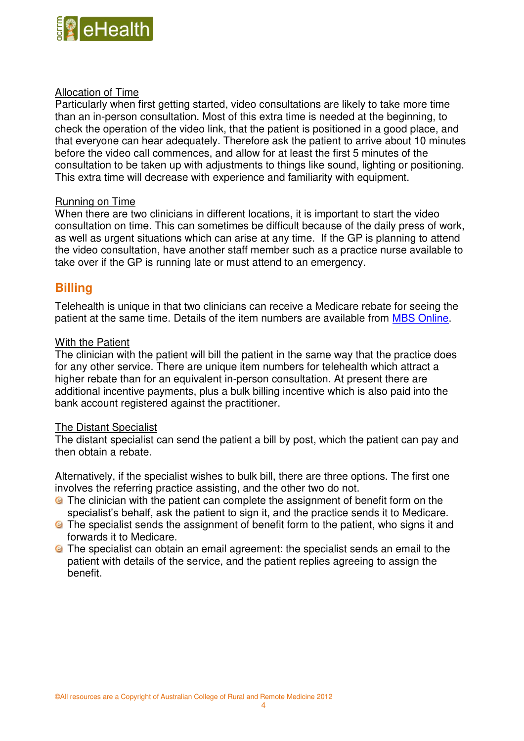Allocation of Time

Particularly when first getting started, video consultations are likely to take more time than an in-person consultation. Most of this extra time is needed at the beginning, to check the operation of the video link, that the patient is positioned in a good place, and that everyone can hear adequately. Therefore ask the patient to arrive about 10 minutes before the video call commences, and allow for at least the first 5 minutes of the consultation to be taken up with adjustments to things like sound, lighting or positioning. This extra time will decrease with experience and familiarity with equipment.

Running on Time

When there are two clinicians in different locations, it is important to start the video consultation on time. This can sometimes be difficult because of the daily press of work, as well as urgent situations which can arise at any time. If the GP is planning to attend the video consultation, have another staff member such as a practice nurse available to take over if the GP is running late or must attend to an emergency.

## Billing

Telehealth is unique in that two clinicians can receive a Medicare rebate for seeing the patient at the same time. Details of the item numbers are available from MBS Online.

With the Patient

The clinician with the patient will bill the patient in the same way that the practice does for any other service. There are unique item numbers for telehealth which attract a higher rebate than for an equivalent in-person consultation. At present there are additional incentive payments, plus a bulk billing incentive which is also paid into the bank account registered against the practitioner.

The Distant Specialist

The distant specialist can send the patient a bill by post, which the patient can pay and then obtain a rebate.

Alternatively, if the specialist wishes to bulk bill, there are three options. The first one involves the referring practice assisting, and the other two do not.

- The clinician with the patient can complete the assignment of benefit form on the specialist's behalf, ask the patient to sign it, and the practice sends it to Medicare.
- The specialist sends the assignment of benefit form to the patient, who signs it and forwards it to Medicare.
- The specialist can obtain an email agreement: the specialist sends an email to the patient with details of the service, and the patient replies agreeing to assign the benefit.

©All resources are a Copyright of Australian College of Rural and Remote Medicine 2012